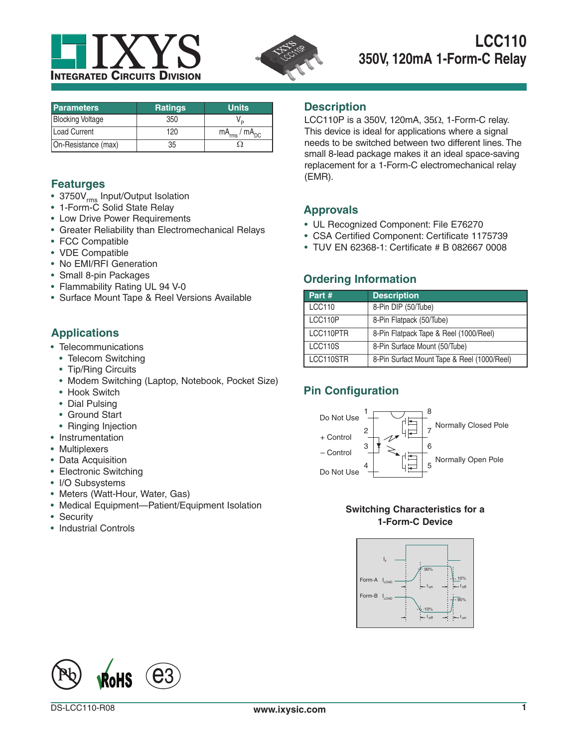# LCC110

## 350V, 120mA 1-Form-C Relay

| Parameters | Ratings | Units |
|---|---|---|
| Blocking Voltage | 350 | $V_P$ |
| Load Current | 120 | $mA_{rms}$ / $mA_{DC}$ |
| On-Resistance (max) | 35 | Ω |

## Featurges

- $3750V_{rms}$ Input/Output Isolation
- 1-Form-C Solid State Relay
- Low Drive Power Requirements
- Greater Reliability than Electromechanical Relays
- FCC Compatible
- VDE Compatible
- No EMI/RFI Generation
- Small 8-pin Packages
- Flammability Rating UL 94 V-0
- Surface Mount Tape & Reel Versions Available

## Applications

- Telecommunications
  - Telecom Switching
  - Tip/Ring Circuits
  - Modem Switching (Laptop, Notebook, Pocket Size)
  - Hook Switch
  - Dial Pulsing
  - Ground Start
  - Ringing Injection
- Instrumentation
- Multiplexers
- Data Acquisition
- Electronic Switching
- I/O Subsystems
- Meters (Watt-Hour, Water, Gas)
- Medical Equipment—Patient/Equipment Isolation
- Security
- Industrial Controls

## Description

LCC110P is a 350V, 120mA, 35Ω, 1-Form-C relay. This device is ideal for applications where a signal needs to be switched between two different lines. The small 8-lead package makes it an ideal space-saving replacement for a 1-Form-C electromechanical relay (EMR).

## Approvals

- UL Recognized Component: File E76270
- CSA Certified Component: Certificate 1175739
- TUV EN 62368-1: Certificate # B 082667 0008

## Ordering Information

| Part # | Description |
|---|---|
| LCC110 | 8-Pin DIP (50/Tube) |
| LCC110P | 8-Pin Flatpack (50/Tube) |
| LCC110PTR | 8-Pin Flatpack Tape & Reel (1000/Reel) |
| LCC110S | 8-Pin Surface Mount (50/Tube) |
| LCC110STR | 8-Pin Surfact Mount Tape & Reel (1000/Reel) |

## Pin Configuration

| Pin | Function |
|---|---|
| 1 | Do Not Use |
| 2 | + Control |
| 3 | – Control |
| 4 | Do Not Use |
| 5 | Normally Open Pole |
| 6 | Normally Open Pole |
| 7 | Normally Closed Pole |
| 8 | Normally Closed Pole |

**Switching Characteristics for a 1-Form-C Device**

DS-LCC110-R08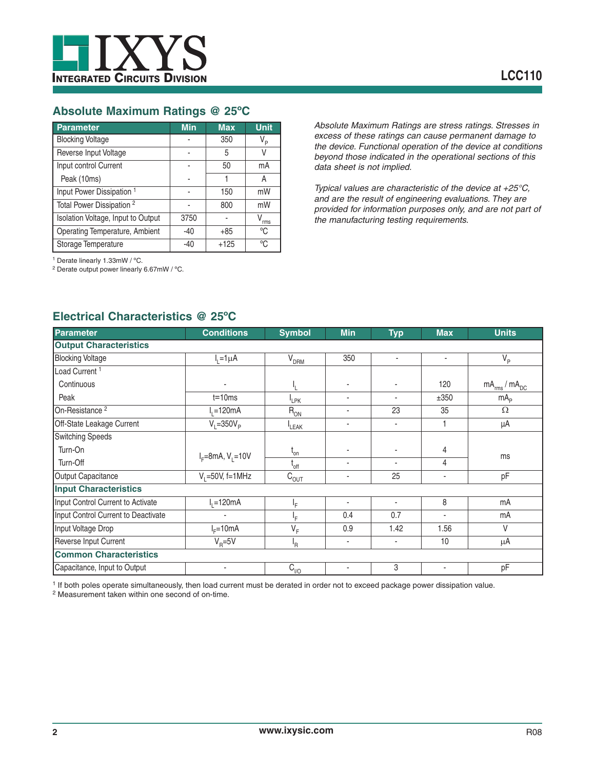## Absolute Maximum Ratings @ 25ºC

| Parameter | Min | Max | Unit |
|---|---|---|---|
| Blocking Voltage | - | 350 | $V_P$ |
| Reverse Input Voltage | - | 5 | V |
| Input control Current | - | 50 | mA |
| Peak (10ms) | - | 1 | A |
| Input Power Dissipation [1] | - | 150 | mW |
| Total Power Dissipation [2] | - | 800 | mW |
| Isolation Voltage, Input to Output | 3750 | - | $V_{rms}$ |
| Operating Temperature, Ambient | -40 | +85 | ºC |
| Storage Temperature | -40 | +125 | ºC |

[1] Derate linearly 1.33mW / ºC.
[2] Derate output power linearly 6.67mW / ºC.

*Absolute Maximum Ratings are stress ratings. Stresses in excess of these ratings can cause permanent damage to the device. Functional operation of the device at conditions beyond those indicated in the operational sections of this data sheet is not implied.*

*Typical values are characteristic of the device at +25°C, and are the result of engineering evaluations. They are provided for information purposes only, and are not part of the manufacturing testing requirements.*

## Electrical Characteristics @ 25ºC

| Parameter | Conditions | Symbol | Min | Typ | Max | Units |
|---|---|---|---|---|---|---|
| **Output Characteristics** | | | | | | |
| Blocking Voltage | $I_L$=1µA | $V_{DRM}$ | 350 | - | - | $V_P$ |
| Load Current [1] | | | | | | |
| Continuous | - | $I_L$ | - | - | 120 | $mA_{rms}$ / $mA_{DC}$ |
| Peak | t=10ms | $I_{LPK}$ | - | - | ±350 | $mA_P$ |
| On-Resistance [2] | $I_L$=120mA | $R_{ON}$ | - | 23 | 35 | Ω |
| Off-State Leakage Current | $V_L$=350$V_P$ | $I_{LEAK}$ | - | - | 1 | µA |
| Switching Speeds | | | | | | |
| Turn-On | $I_F$=8mA, $V_L$=10V | $t_{on}$ | - | - | 4 | ms |
| Turn-Off | | $t_{off}$ | - | - | 4 | |
| Output Capacitance | $V_L$=50V, f=1MHz | $C_{OUT}$ | - | 25 | - | pF |
| **Input Characteristics** | | | | | | |
| Input Control Current to Activate | $I_L$=120mA | $I_F$ | - | - | 8 | mA |
| Input Control Current to Deactivate | - | $I_F$ | 0.4 | 0.7 | - | mA |
| Input Voltage Drop | $I_F$=10mA | $V_F$ | 0.9 | 1.42 | 1.56 | V |
| Reverse Input Current | $V_R$=5V | $I_R$ | - | - | 10 | µA |
| **Common Characteristics** | | | | | | |
| Capacitance, Input to Output | - | $C_{I/O}$ | - | 3 | - | pF |

[1] If both poles operate simultaneously, then load current must be derated in order not to exceed package power dissipation value.
[2] Measurement taken within one second of on-time.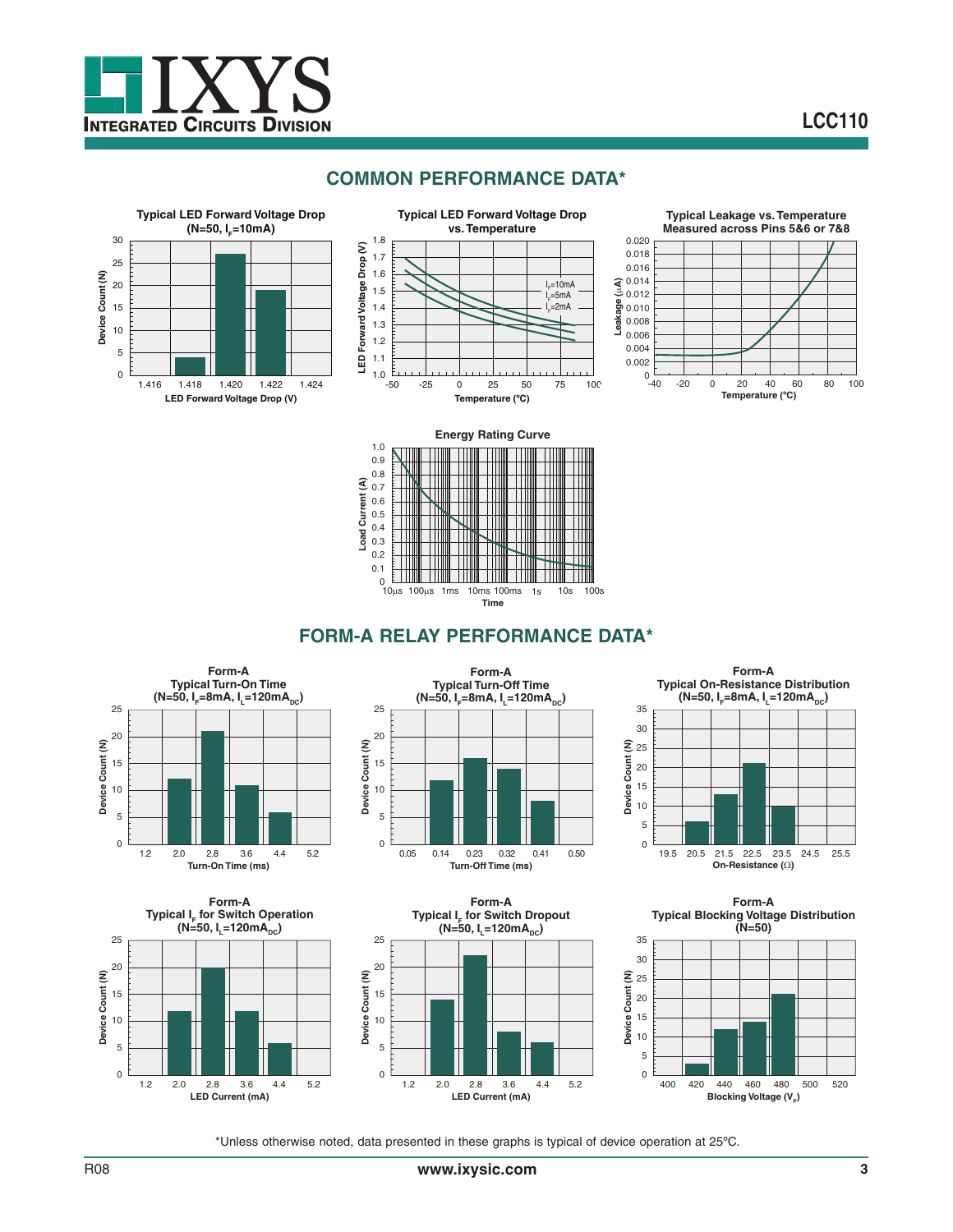## COMMON PERFORMANCE DATA*

**Typical LED Forward Voltage Drop ($N=50$, $I_F=10mA$)**

Device Count (N)

LED Forward Voltage Drop (V)

**Typical LED Forward Voltage Drop vs. Temperature**

LED Forward Voltage Drop (V)

Temperature (ºC)

$I_F=10mA$
$I_F=5mA$
$I_F=2mA$

**Typical Leakage vs. Temperature Measured across Pins 5&6 or 7&8**

Leakage (μA)

Temperature (ºC)

**Energy Rating Curve**

Load Current (A)

Time

## FORM-A RELAY PERFORMANCE DATA*

**Form-A Typical Turn-On Time ($N=50$, $I_F=8mA$, $I_L=120mA_{DC}$)**

Device Count (N)

Turn-On Time (ms)

**Form-A Typical Turn-Off Time ($N=50$, $I_F=8mA$, $I_L=120mA_{DC}$)**

Device Count (N)

Turn-Off Time (ms)

**Form-A Typical On-Resistance Distribution ($N=50$, $I_F=8mA$, $I_L=120mA_{DC}$)**

Device Count (N)

On-Resistance (Ω)

**Form-A Typical $I_F$ for Switch Operation ($N=50$, $I_L=120mA_{DC}$)**

Device Count (N)

LED Current (mA)

**Form-A Typical $I_F$ for Switch Dropout ($N=50$, $I_L=120mA_{DC}$)**

Device Count (N)

LED Current (mA)

**Form-A Typical Blocking Voltage Distribution ($N=50$)**

Device Count (N)

Blocking Voltage ($V_P$)

*Unless otherwise noted, data presented in these graphs is typical of device operation at 25ºC.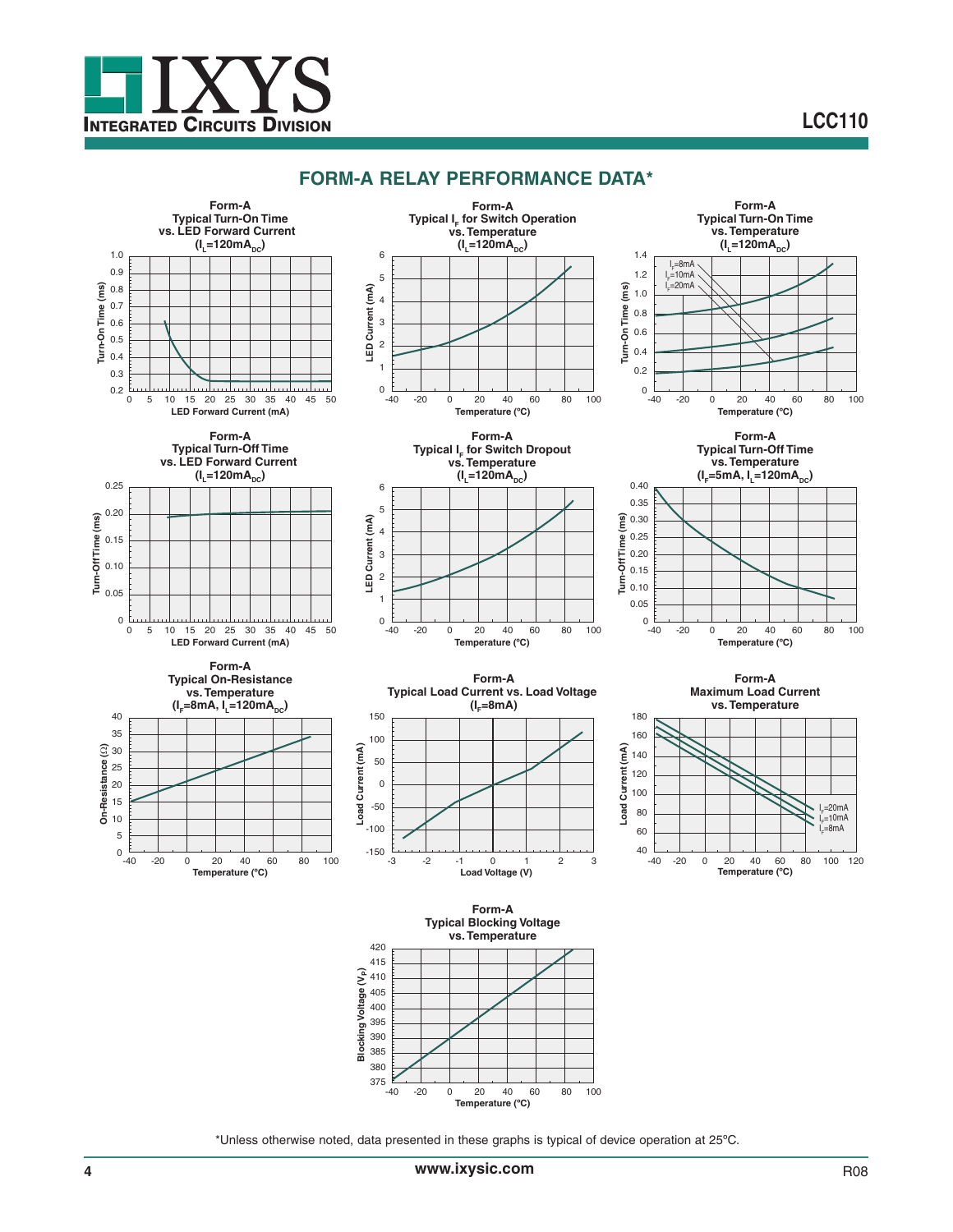## FORM-A RELAY PERFORMANCE DATA*

**Form-A Typical Turn-On Time vs. LED Forward Current ($I_L$=120mA$_{DC}$)**

Turn-On Time (ms) vs. LED Forward Current (mA)

**Form-A Typical $I_F$ for Switch Operation vs. Temperature ($I_L$=120mA$_{DC}$)**

LED Current (mA) vs. Temperature (ºC)

**Form-A Typical Turn-On Time vs. Temperature ($I_L$=120mA$_{DC}$)**

$I_F$=8mA, $I_F$=10mA, $I_F$=20mA

Turn-On Time (ms) vs. Temperature (ºC)

**Form-A Typical Turn-Off Time vs. LED Forward Current ($I_L$=120mA$_{DC}$)**

Turn-Off Time (ms) vs. LED Forward Current (mA)

**Form-A Typical $I_F$ for Switch Dropout vs. Temperature ($I_L$=120mA$_{DC}$)**

LED Current (mA) vs. Temperature (ºC)

**Form-A Typical Turn-Off Time vs. Temperature ($I_F$=5mA, $I_L$=120mA$_{DC}$)**

Turn-Off Time (ms) vs. Temperature (ºC)

**Form-A Typical On-Resistance vs. Temperature ($I_F$=8mA, $I_L$=120mA$_{DC}$)**

On-Resistance (Ω) vs. Temperature (ºC)

**Form-A Typical Load Current vs. Load Voltage ($I_F$=8mA)**

Load Current (mA) vs. Load Voltage (V)

**Form-A Maximum Load Current vs. Temperature**

$I_F$=20mA, $I_F$=10mA, $I_F$=8mA

Load Current (mA) vs. Temperature (ºC)

**Form-A Typical Blocking Voltage vs. Temperature**

Blocking Voltage ($V_P$) vs. Temperature (ºC)

*Unless otherwise noted, data presented in these graphs is typical of device operation at 25ºC.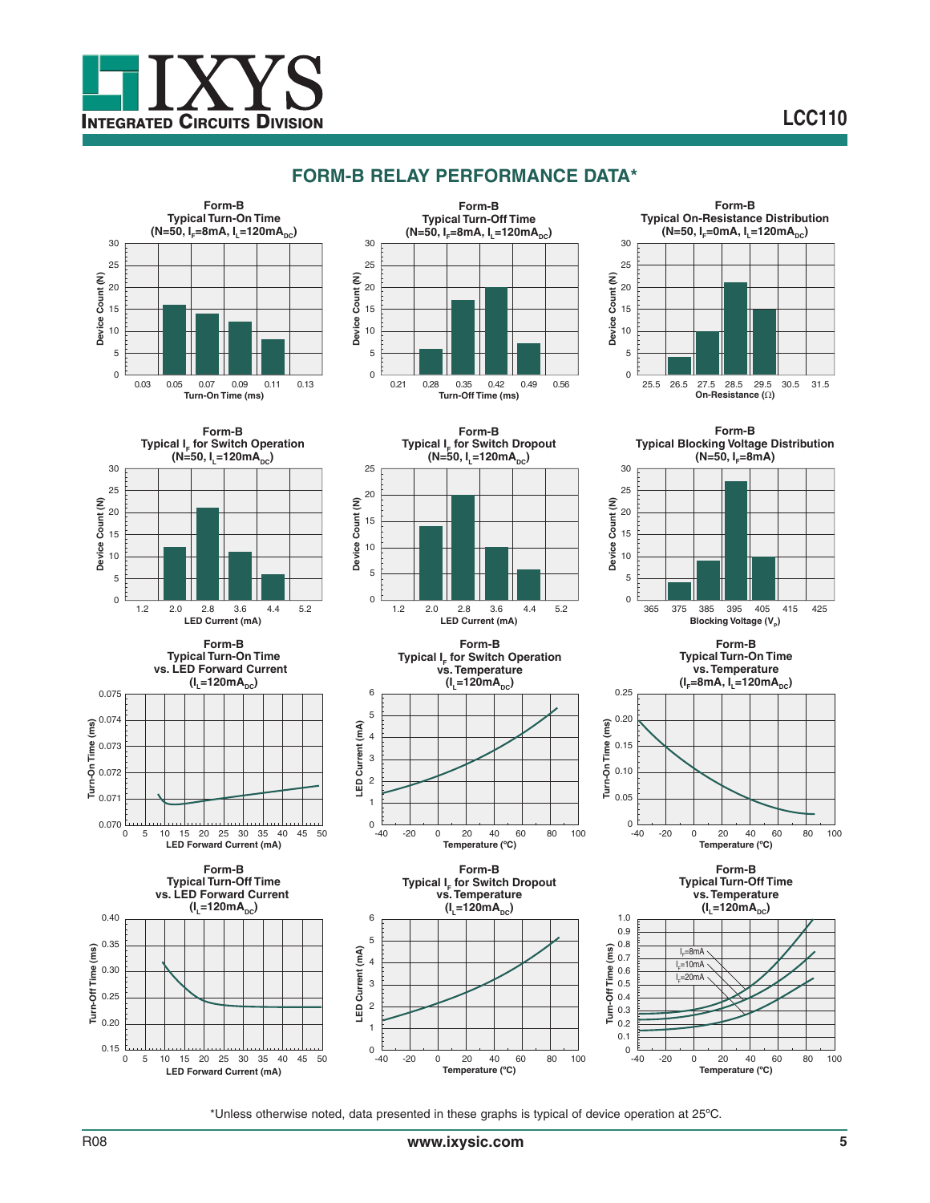## FORM-B RELAY PERFORMANCE DATA*

**Form-B Typical Turn-On Time ($N=50$, $I_F=8mA$, $I_L=120mA_{DC}$)**

Device Count (N) vs. Turn-On Time (ms)

**Form-B Typical Turn-Off Time ($N=50$, $I_F=8mA$, $I_L=120mA_{DC}$)**

Device Count (N) vs. Turn-Off Time (ms)

**Form-B Typical On-Resistance Distribution ($N=50$, $I_F=0mA$, $I_L=120mA_{DC}$)**

Device Count (N) vs. On-Resistance (Ω)

**Form-B Typical $I_F$ for Switch Operation ($N=50$, $I_L=120mA_{DC}$)**

Device Count (N) vs. LED Current (mA)

**Form-B Typical $I_F$ for Switch Dropout ($N=50$, $I_L=120mA_{DC}$)**

Device Count (N) vs. LED Current (mA)

**Form-B Typical Blocking Voltage Distribution ($N=50$, $I_F=8mA$)**

Device Count (N) vs. Blocking Voltage ($V_P$)

**Form-B Typical Turn-On Time vs. LED Forward Current ($I_L=120mA_{DC}$)**

Turn-On Time (ms) vs. LED Forward Current (mA)

**Form-B Typical $I_F$ for Switch Operation vs. Temperature ($I_L=120mA_{DC}$)**

LED Current (mA) vs. Temperature (ºC)

**Form-B Typical Turn-On Time vs. Temperature ($I_F=8mA$, $I_L=120mA_{DC}$)**

Turn-On Time (ms) vs. Temperature (ºC)

**Form-B Typical Turn-Off Time vs. LED Forward Current ($I_L=120mA_{DC}$)**

Turn-Off Time (ms) vs. LED Forward Current (mA)

**Form-B Typical $I_F$ for Switch Dropout vs. Temperature ($I_L=120mA_{DC}$)**

LED Current (mA) vs. Temperature (ºC)

**Form-B Typical Turn-Off Time vs. Temperature ($I_L=120mA_{DC}$)**

Turn-Off Time (ms) vs. Temperature (ºC); curves: $I_F=8mA$, $I_F=10mA$, $I_F=20mA$

*Unless otherwise noted, data presented in these graphs is typical of device operation at 25ºC.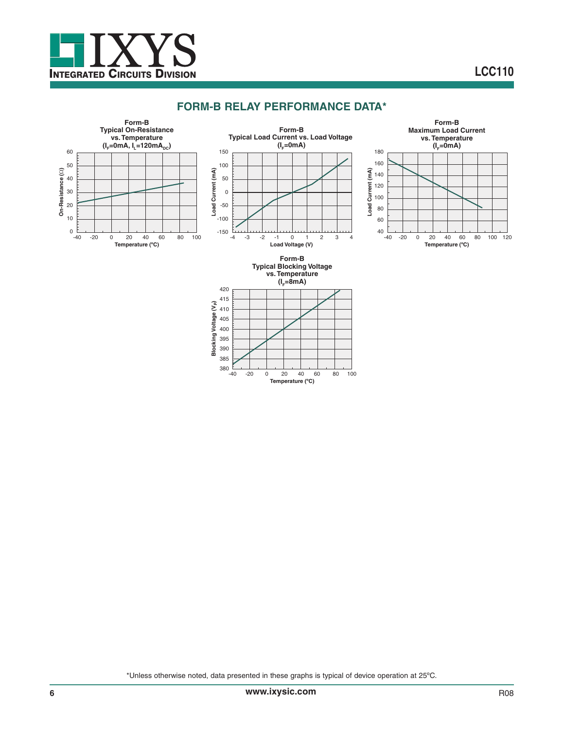## FORM-B RELAY PERFORMANCE DATA*

**Form-B Typical On-Resistance vs. Temperature ($I_F$=0mA, $I_L$=120mA$_{DC}$)**

On-Resistance (Ω) vs. Temperature (ºC)

**Form-B Typical Load Current vs. Load Voltage ($I_F$=0mA)**

Load Current (mA) vs. Load Voltage (V)

**Form-B Maximum Load Current vs. Temperature ($I_F$=0mA)**

Load Current (mA) vs. Temperature (ºC)

**Form-B Typical Blocking Voltage vs. Temperature ($I_F$=8mA)**

Blocking Voltage ($V_P$) vs. Temperature (ºC)

*Unless otherwise noted, data presented in these graphs is typical of device operation at 25ºC.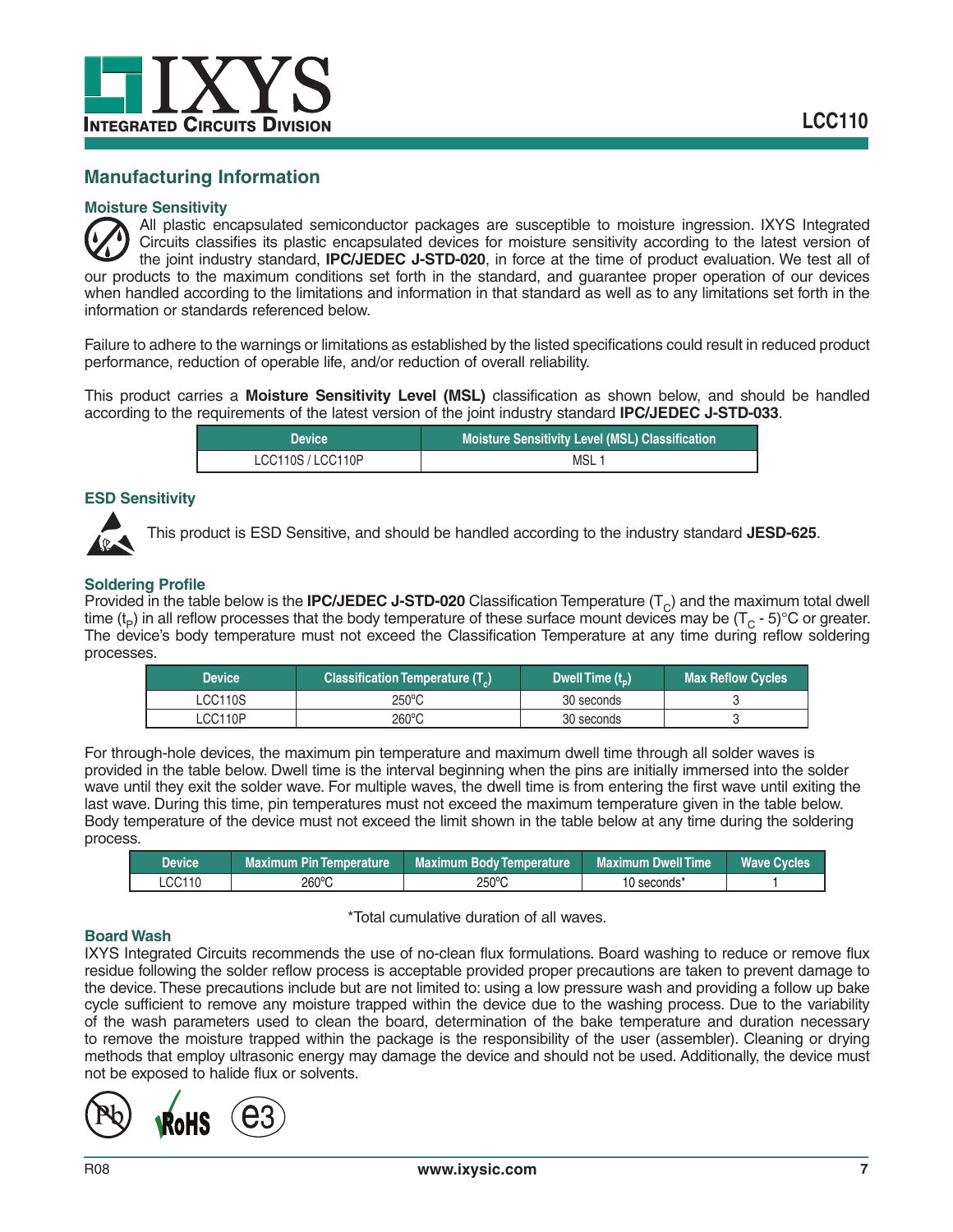## Manufacturing Information

### Moisture Sensitivity

All plastic encapsulated semiconductor packages are susceptible to moisture ingression. IXYS Integrated Circuits classifies its plastic encapsulated devices for moisture sensitivity according to the latest version of the joint industry standard, **IPC/JEDEC J-STD-020**, in force at the time of product evaluation. We test all of our products to the maximum conditions set forth in the standard, and guarantee proper operation of our devices when handled according to the limitations and information in that standard as well as to any limitations set forth in the information or standards referenced below.

Failure to adhere to the warnings or limitations as established by the listed specifications could result in reduced product performance, reduction of operable life, and/or reduction of overall reliability.

This product carries a **Moisture Sensitivity Level (MSL)** classification as shown below, and should be handled according to the requirements of the latest version of the joint industry standard **IPC/JEDEC J-STD-033**.

| Device | Moisture Sensitivity Level (MSL) Classification |
|---|---|
| LCC110S / LCC110P | MSL 1 |

### ESD Sensitivity

This product is ESD Sensitive, and should be handled according to the industry standard **JESD-625**.

### Soldering Profile

Provided in the table below is the **IPC/JEDEC J-STD-020** Classification Temperature ($T_C$) and the maximum total dwell time ($t_P$) in all reflow processes that the body temperature of these surface mount devices may be ($T_C$ - 5)°C or greater. The device's body temperature must not exceed the Classification Temperature at any time during reflow soldering processes.

| Device | Classification Temperature ($T_c$) | Dwell Time ($t_P$) | Max Reflow Cycles |
|---|---|---|---|
| LCC110S | 250°C | 30 seconds | 3 |
| LCC110P | 260°C | 30 seconds | 3 |

For through-hole devices, the maximum pin temperature and maximum dwell time through all solder waves is provided in the table below. Dwell time is the interval beginning when the pins are initially immersed into the solder wave until they exit the solder wave. For multiple waves, the dwell time is from entering the first wave until exiting the last wave. During this time, pin temperatures must not exceed the maximum temperature given in the table below. Body temperature of the device must not exceed the limit shown in the table below at any time during the soldering process.

| Device | Maximum Pin Temperature | Maximum Body Temperature | Maximum Dwell Time | Wave Cycles |
|---|---|---|---|---|
| LCC110 | 260°C | 250°C | 10 seconds* | 1 |

*Total cumulative duration of all waves.

### Board Wash

IXYS Integrated Circuits recommends the use of no-clean flux formulations. Board washing to reduce or remove flux residue following the solder reflow process is acceptable provided proper precautions are taken to prevent damage to the device. These precautions include but are not limited to: using a low pressure wash and providing a follow up bake cycle sufficient to remove any moisture trapped within the device due to the washing process. Due to the variability of the wash parameters used to clean the board, determination of the bake temperature and duration necessary to remove the moisture trapped within the package is the responsibility of the user (assembler). Cleaning or drying methods that employ ultrasonic energy may damage the device and should not be used. Additionally, the device must not be exposed to halide flux or solvents.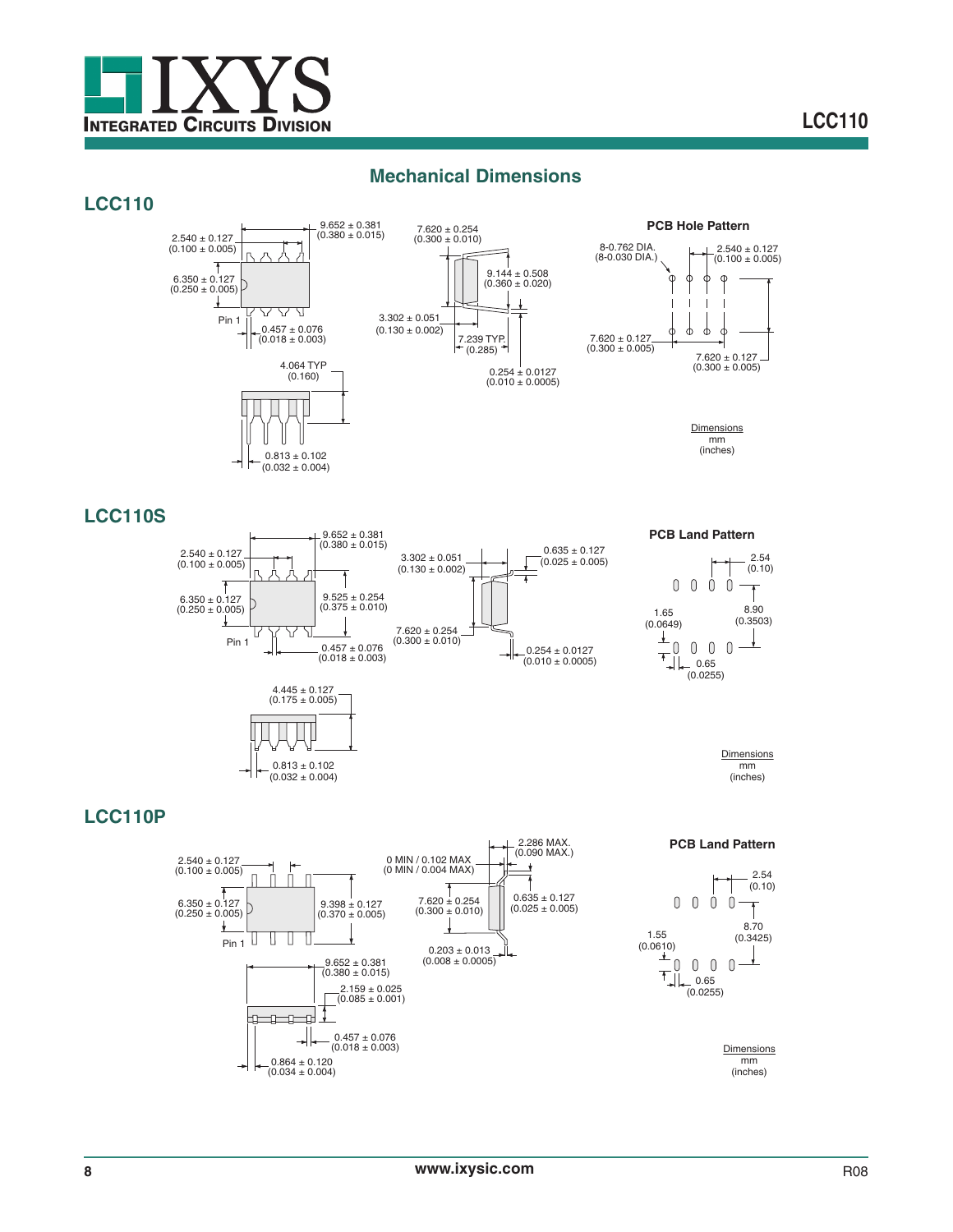## Mechanical Dimensions

### LCC110

9.652 ± 0.381 (0.380 ± 0.015)

2.540 ± 0.127 (0.100 ± 0.005)

6.350 ± 0.127 (0.250 ± 0.005)

Pin 1

0.457 ± 0.076 (0.018 ± 0.003)

4.064 TYP (0.160)

0.813 ± 0.102 (0.032 ± 0.004)

7.620 ± 0.254 (0.300 ± 0.010)

9.144 ± 0.508 (0.360 ± 0.020)

3.302 ± 0.051 (0.130 ± 0.002)

7.239 TYP. (0.285)

0.254 ± 0.0127 (0.010 ± 0.0005)

**PCB Hole Pattern**

8-0.762 DIA. (8-0.030 DIA.)

2.540 ± 0.127 (0.100 ± 0.005)

7.620 ± 0.127 (0.300 ± 0.005)

7.620 ± 0.127 (0.300 ± 0.005)

Dimensions mm (inches)

### LCC110S

9.652 ± 0.381 (0.380 ± 0.015)

2.540 ± 0.127 (0.100 ± 0.005)

6.350 ± 0.127 (0.250 ± 0.005)

9.525 ± 0.254 (0.375 ± 0.010)

Pin 1

0.457 ± 0.076 (0.018 ± 0.003)

4.445 ± 0.127 (0.175 ± 0.005)

0.813 ± 0.102 (0.032 ± 0.004)

3.302 ± 0.051 (0.130 ± 0.002)

0.635 ± 0.127 (0.025 ± 0.005)

7.620 ± 0.254 (0.300 ± 0.010)

0.254 ± 0.0127 (0.010 ± 0.0005)

**PCB Land Pattern**

2.54 (0.10)

8.90 (0.3503)

1.65 (0.0649)

0.65 (0.0255)

Dimensions mm (inches)

### LCC110P

2.540 ± 0.127 (0.100 ± 0.005)

6.350 ± 0.127 (0.250 ± 0.005)

9.398 ± 0.127 (0.370 ± 0.005)

Pin 1

9.652 ± 0.381 (0.380 ± 0.015)

2.159 ± 0.025 (0.085 ± 0.001)

0.457 ± 0.076 (0.018 ± 0.003)

0.864 ± 0.120 (0.034 ± 0.004)

0 MIN / 0.102 MAX (0 MIN / 0.004 MAX)

2.286 MAX. (0.090 MAX.)

7.620 ± 0.254 (0.300 ± 0.010)

0.635 ± 0.127 (0.025 ± 0.005)

0.203 ± 0.013 (0.008 ± 0.0005)

**PCB Land Pattern**

2.54 (0.10)

8.70 (0.3425)

1.55 (0.0610)

0.65 (0.0255)

Dimensions mm (inches)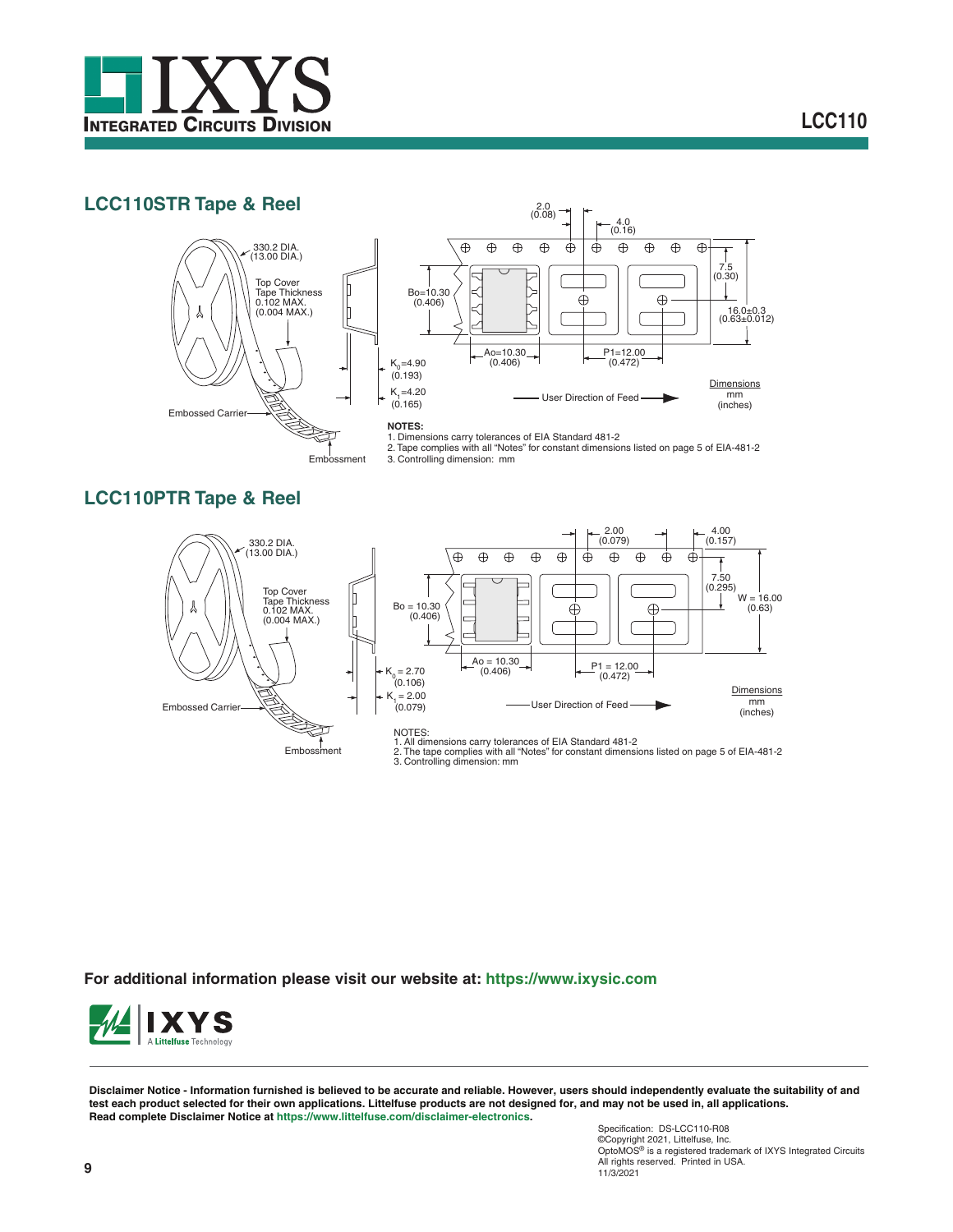## LCC110STR Tape & Reel

330.2 DIA.
(13.00 DIA.)

Top Cover
Tape Thickness
0.102 MAX.
(0.004 MAX.)

Embossed Carrier

Embossment

2.0
(0.08)

4.0
(0.16)

7.5
(0.30)

16.0±0.3
(0.63±0.012)

Bo=10.30
(0.406)

Ao=10.30
(0.406)

P1=12.00
(0.472)

$K_0$=4.90
(0.193)

$K_1$=4.20
(0.165)

User Direction of Feed

Dimensions
mm
(inches)

**NOTES:**

1. Dimensions carry tolerances of EIA Standard 481-2
2. Tape complies with all "Notes" for constant dimensions listed on page 5 of EIA-481-2
3. Controlling dimension: mm

## LCC110PTR Tape & Reel

330.2 DIA.
(13.00 DIA.)

Top Cover
Tape Thickness
0.102 MAX.
(0.004 MAX.)

Embossed Carrier

Embossment

2.00
(0.079)

4.00
(0.157)

7.50
(0.295)

W = 16.00
(0.63)

Bo = 10.30
(0.406)

Ao = 10.30
(0.406)

P1 = 12.00
(0.472)

$K_0$ = 2.70
(0.106)

$K_1$ = 2.00
(0.079)

User Direction of Feed

Dimensions
mm
(inches)

NOTES:

1. All dimensions carry tolerances of EIA Standard 481-2
2. The tape complies with all "Notes" for constant dimensions listed on page 5 of EIA-481-2
3. Controlling dimension: mm

**For additional information please visit our website at: https://www.ixysic.com**

**Disclaimer Notice - Information furnished is believed to be accurate and reliable. However, users should independently evaluate the suitability of and test each product selected for their own applications. Littelfuse products are not designed for, and may not be used in, all applications. Read complete Disclaimer Notice at https://www.littelfuse.com/disclaimer-electronics.**

Specification: DS-LCC110-R08
©Copyright 2021, Littelfuse, Inc.
OptoMOS® is a registered trademark of IXYS Integrated Circuits
All rights reserved. Printed in USA.
11/3/2021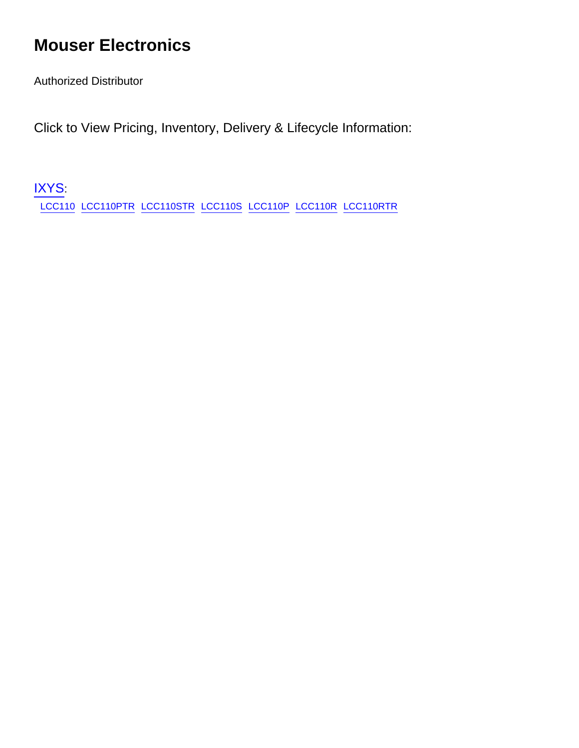# Mouser Electronics

Authorized Distributor

Click to View Pricing, Inventory, Delivery & Lifecycle Information:

IXYS:

LCC110 LCC110PTR LCC110STR LCC110S LCC110P LCC110R LCC110RTR